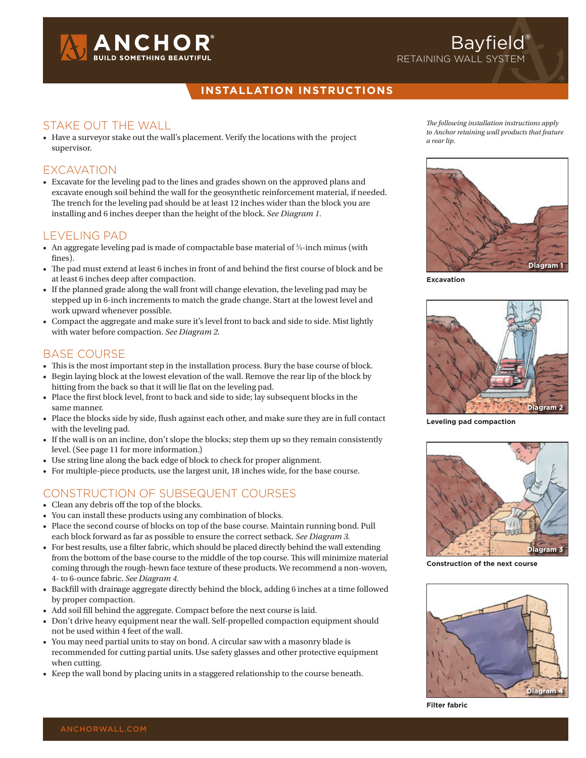# ANCHOR®
BUILD SOMETHING BEAUTIFUL

Bayfield®
RETAINING WALL SYSTEM

## INSTALLATION INSTRUCTIONS

*The following installation instructions apply to Anchor retaining wall products that feature a rear lip.*

## STAKE OUT THE WALL

- Have a surveyor stake out the wall's placement. Verify the locations with the project supervisor.

## EXCAVATION

- Excavate for the leveling pad to the lines and grades shown on the approved plans and excavate enough soil behind the wall for the geosynthetic reinforcement material, if needed. The trench for the leveling pad should be at least 12 inches wider than the block you are installing and 6 inches deeper than the height of the block. *See Diagram 1.*

Diagram 1

**Excavation**

## LEVELING PAD

- An aggregate leveling pad is made of compactable base material of ¾-inch minus (with fines).
- The pad must extend at least 6 inches in front of and behind the first course of block and be at least 6 inches deep after compaction.
- If the planned grade along the wall front will change elevation, the leveling pad may be stepped up in 6-inch increments to match the grade change. Start at the lowest level and work upward whenever possible.
- Compact the aggregate and make sure it's level front to back and side to side. Mist lightly with water before compaction. *See Diagram 2.*

Diagram 2

**Leveling pad compaction**

## BASE COURSE

- This is the most important step in the installation process. Bury the base course of block.
- Begin laying block at the lowest elevation of the wall. Remove the rear lip of the block by hitting from the back so that it will lie flat on the leveling pad.
- Place the first block level, front to back and side to side; lay subsequent blocks in the same manner.
- Place the blocks side by side, flush against each other, and make sure they are in full contact with the leveling pad.
- If the wall is on an incline, don't slope the blocks; step them up so they remain consistently level. (See page 11 for more information.)
- Use string line along the back edge of block to check for proper alignment.
- For multiple-piece products, use the largest unit, 18 inches wide, for the base course.

## CONSTRUCTION OF SUBSEQUENT COURSES

- Clean any debris off the top of the blocks.
- You can install these products using any combination of blocks.
- Place the second course of blocks on top of the base course. Maintain running bond. Pull each block forward as far as possible to ensure the correct setback. *See Diagram 3.*
- For best results, use a filter fabric, which should be placed directly behind the wall extending from the bottom of the base course to the middle of the top course. This will minimize material coming through the rough-hewn face texture of these products. We recommend a non-woven, 4- to 6-ounce fabric. *See Diagram 4.*
- Backfill with drainage aggregate directly behind the block, adding 6 inches at a time followed by proper compaction.
- Add soil fill behind the aggregate. Compact before the next course is laid.
- Don't drive heavy equipment near the wall. Self-propelled compaction equipment should not be used within 4 feet of the wall.
- You may need partial units to stay on bond. A circular saw with a masonry blade is recommended for cutting partial units. Use safety glasses and other protective equipment when cutting.
- Keep the wall bond by placing units in a staggered relationship to the course beneath.

Diagram 3

**Construction of the next course**

Diagram 4

**Filter fabric**

ANCHORWALL.COM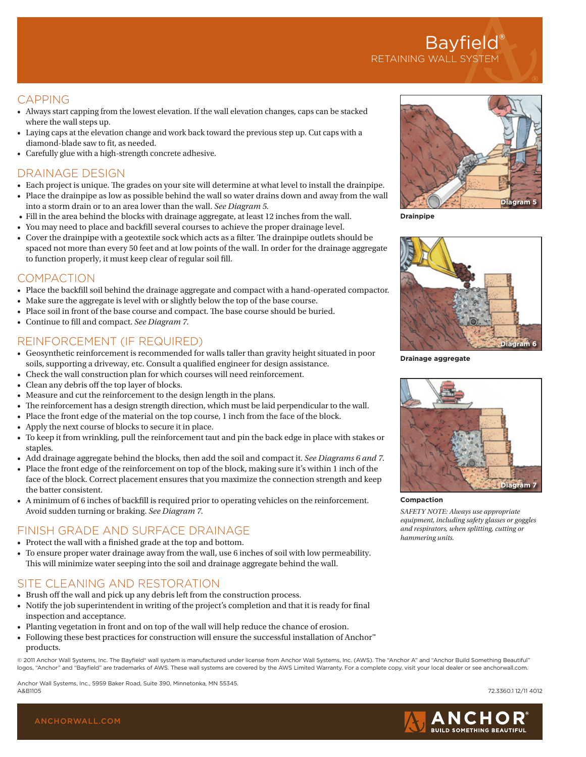Bayfield®
RETAINING WALL SYSTEM

## CAPPING

- Always start capping from the lowest elevation. If the wall elevation changes, caps can be stacked where the wall steps up.
- Laying caps at the elevation change and work back toward the previous step up. Cut caps with a diamond-blade saw to fit, as needed.
- Carefully glue with a high-strength concrete adhesive.

## DRAINAGE DESIGN

- Each project is unique. The grades on your site will determine at what level to install the drainpipe.
- Place the drainpipe as low as possible behind the wall so water drains down and away from the wall into a storm drain or to an area lower than the wall. *See Diagram 5.*
- Fill in the area behind the blocks with drainage aggregate, at least 12 inches from the wall.
- You may need to place and backfill several courses to achieve the proper drainage level.
- Cover the drainpipe with a geotextile sock which acts as a filter. The drainpipe outlets should be spaced not more than every 50 feet and at low points of the wall. In order for the drainage aggregate to function properly, it must keep clear of regular soil fill.

## COMPACTION

- Place the backfill soil behind the drainage aggregate and compact with a hand-operated compactor.
- Make sure the aggregate is level with or slightly below the top of the base course.
- Place soil in front of the base course and compact. The base course should be buried.
- Continue to fill and compact. *See Diagram 7.*

## REINFORCEMENT (IF REQUIRED)

- Geosynthetic reinforcement is recommended for walls taller than gravity height situated in poor soils, supporting a driveway, etc. Consult a qualified engineer for design assistance.
- Check the wall construction plan for which courses will need reinforcement.
- Clean any debris off the top layer of blocks.
- Measure and cut the reinforcement to the design length in the plans.
- The reinforcement has a design strength direction, which must be laid perpendicular to the wall.
- Place the front edge of the material on the top course, 1 inch from the face of the block.
- Apply the next course of blocks to secure it in place.
- To keep it from wrinkling, pull the reinforcement taut and pin the back edge in place with stakes or staples.
- Add drainage aggregate behind the blocks, then add the soil and compact it. *See Diagrams 6 and 7.*
- Place the front edge of the reinforcement on top of the block, making sure it's within 1 inch of the face of the block. Correct placement ensures that you maximize the connection strength and keep the batter consistent.
- A minimum of 6 inches of backfill is required prior to operating vehicles on the reinforcement. Avoid sudden turning or braking. *See Diagram 7.*

## FINISH GRADE AND SURFACE DRAINAGE

- Protect the wall with a finished grade at the top and bottom.
- To ensure proper water drainage away from the wall, use 6 inches of soil with low permeability. This will minimize water seeping into the soil and drainage aggregate behind the wall.

## SITE CLEANING AND RESTORATION

- Brush off the wall and pick up any debris left from the construction process.
- Notify the job superintendent in writing of the project's completion and that it is ready for final inspection and acceptance.
- Planting vegetation in front and on top of the wall will help reduce the chance of erosion.
- Following these best practices for construction will ensure the successful installation of Anchor™ products.

Diagram 5

**Drainpipe**

Diagram 6

**Drainage aggregate**

Diagram 7

**Compaction**

*SAFETY NOTE: Always use appropriate equipment, including safety glasses or goggles and respirators, when splitting, cutting or hammering units.*

© 2011 Anchor Wall Systems, Inc. The Bayfield® wall system is manufactured under license from Anchor Wall Systems, Inc. (AWS). The "Anchor A" and "Anchor Build Something Beautiful" logos, "Anchor" and "Bayfield" are trademarks of AWS. These wall systems are covered by the AWS Limited Warranty. For a complete copy, visit your local dealer or see anchorwall.com.

Anchor Wall Systems, Inc., 5959 Baker Road, Suite 390, Minnetonka, MN 55345.
A&B1105

72.3360.1 12/11 4012

ANCHORWALL.COM

ANCHOR® BUILD SOMETHING BEAUTIFUL